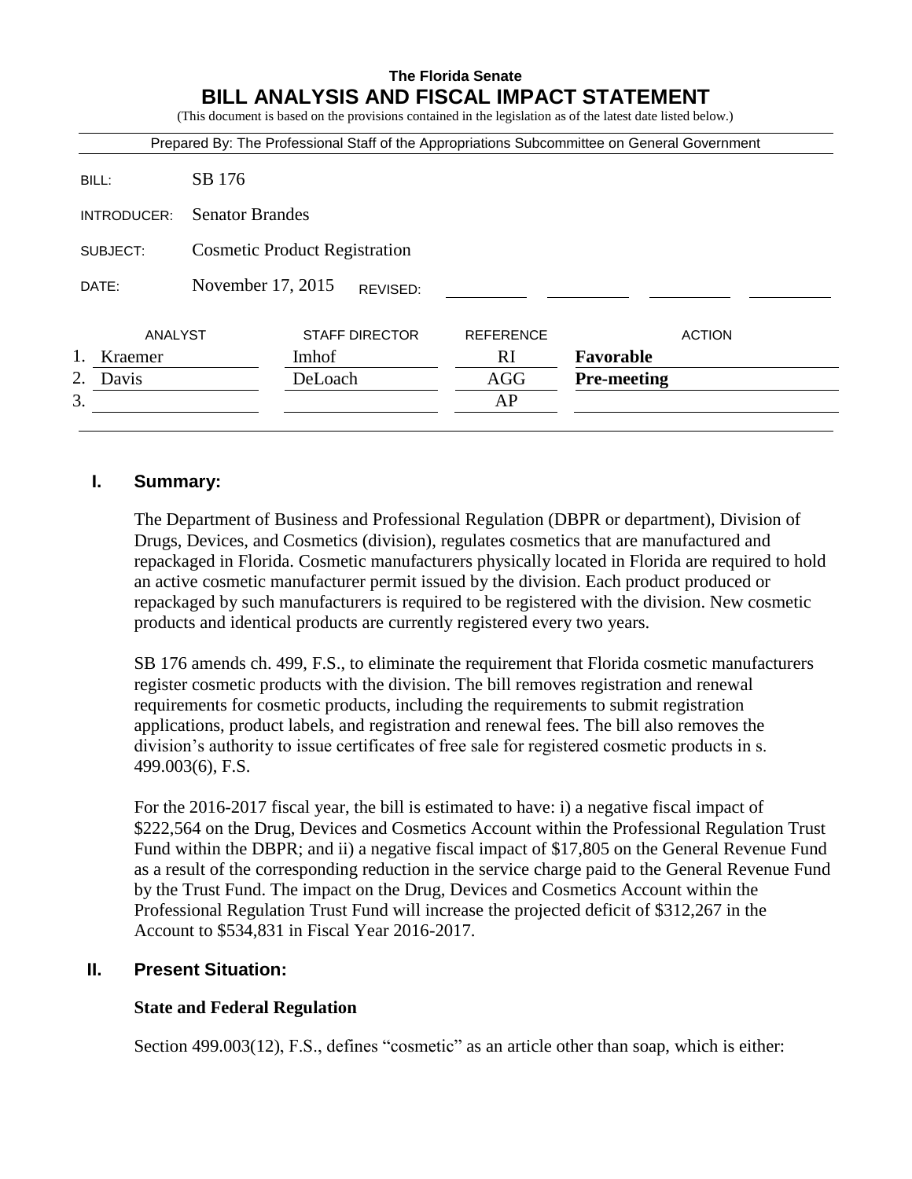**The Florida Senate**

# BILL ANALYSIS AND FISCAL IMPACT STATEMENT

(This document is based on the provisions contained in the legislation as of the latest date listed below.)

Prepared By: The Professional Staff of the Appropriations Subcommittee on General Government

BILL: SB 176

INTRODUCER: Senator Brandes

SUBJECT: Cosmetic Product Registration

DATE: November 17, 2015 REVISED:

| | ANALYST | STAFF DIRECTOR | REFERENCE | ACTION |
|---|---|---|---|---|
| 1. | Kraemer | Imhof | RI | **Favorable** |
| 2. | Davis | DeLoach | AGG | **Pre-meeting** |
| 3. | | | AP | |

## I. Summary:

The Department of Business and Professional Regulation (DBPR or department), Division of Drugs, Devices, and Cosmetics (division), regulates cosmetics that are manufactured and repackaged in Florida. Cosmetic manufacturers physically located in Florida are required to hold an active cosmetic manufacturer permit issued by the division. Each product produced or repackaged by such manufacturers is required to be registered with the division. New cosmetic products and identical products are currently registered every two years.

SB 176 amends ch. 499, F.S., to eliminate the requirement that Florida cosmetic manufacturers register cosmetic products with the division. The bill removes registration and renewal requirements for cosmetic products, including the requirements to submit registration applications, product labels, and registration and renewal fees. The bill also removes the division's authority to issue certificates of free sale for registered cosmetic products in s. 499.003(6), F.S.

For the 2016-2017 fiscal year, the bill is estimated to have: i) a negative fiscal impact of $222,564 on the Drug, Devices and Cosmetics Account within the Professional Regulation Trust Fund within the DBPR; and ii) a negative fiscal impact of $17,805 on the General Revenue Fund as a result of the corresponding reduction in the service charge paid to the General Revenue Fund by the Trust Fund. The impact on the Drug, Devices and Cosmetics Account within the Professional Regulation Trust Fund will increase the projected deficit of $312,267 in the Account to $534,831 in Fiscal Year 2016-2017.

## II. Present Situation:

### State and Federal Regulation

Section 499.003(12), F.S., defines "cosmetic" as an article other than soap, which is either: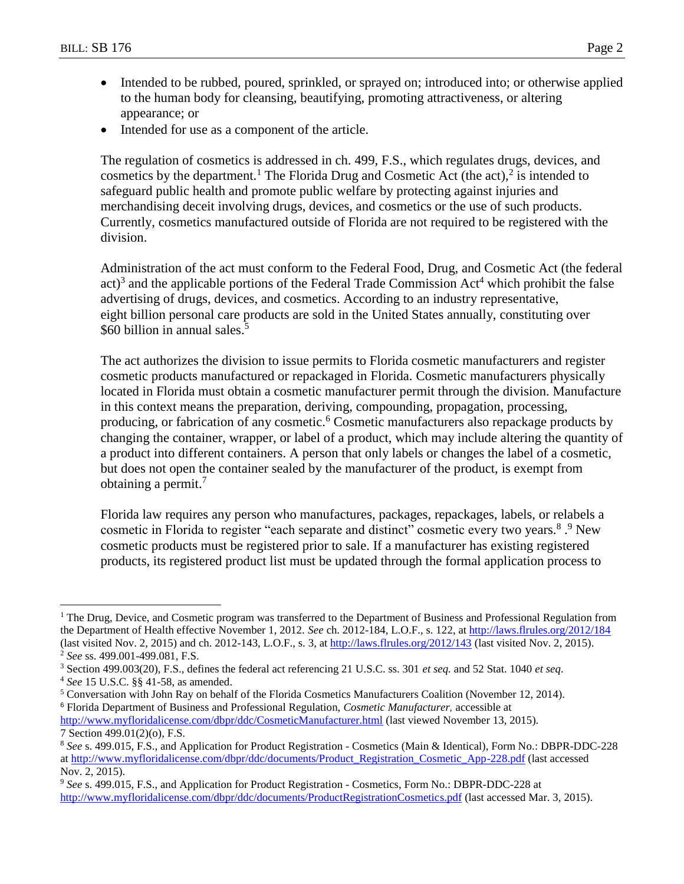- Intended to be rubbed, poured, sprinkled, or sprayed on; introduced into; or otherwise applied to the human body for cleansing, beautifying, promoting attractiveness, or altering appearance; or
- Intended for use as a component of the article.

The regulation of cosmetics is addressed in ch. 499, F.S., which regulates drugs, devices, and cosmetics by the department.[1] The Florida Drug and Cosmetic Act (the act),[2] is intended to safeguard public health and promote public welfare by protecting against injuries and merchandising deceit involving drugs, devices, and cosmetics or the use of such products. Currently, cosmetics manufactured outside of Florida are not required to be registered with the division.

Administration of the act must conform to the Federal Food, Drug, and Cosmetic Act (the federal act)[3] and the applicable portions of the Federal Trade Commission Act[4] which prohibit the false advertising of drugs, devices, and cosmetics. According to an industry representative, eight billion personal care products are sold in the United States annually, constituting over $60 billion in annual sales.[5]

The act authorizes the division to issue permits to Florida cosmetic manufacturers and register cosmetic products manufactured or repackaged in Florida. Cosmetic manufacturers physically located in Florida must obtain a cosmetic manufacturer permit through the division. Manufacture in this context means the preparation, deriving, compounding, propagation, processing, producing, or fabrication of any cosmetic.[6] Cosmetic manufacturers also repackage products by changing the container, wrapper, or label of a product, which may include altering the quantity of a product into different containers. A person that only labels or changes the label of a cosmetic, but does not open the container sealed by the manufacturer of the product, is exempt from obtaining a permit.[7]

Florida law requires any person who manufactures, packages, repackages, labels, or relabels a cosmetic in Florida to register "each separate and distinct" cosmetic every two years.[8] .[9] New cosmetic products must be registered prior to sale. If a manufacturer has existing registered products, its registered product list must be updated through the formal application process to

---

[1] The Drug, Device, and Cosmetic program was transferred to the Department of Business and Professional Regulation from the Department of Health effective November 1, 2012. *See* ch. 2012-184, L.O.F., s. 122, at http://laws.flrules.org/2012/184 (last visited Nov. 2, 2015) and ch. 2012-143, L.O.F., s. 3, at http://laws.flrules.org/2012/143 (last visited Nov. 2, 2015).

[2] *See* ss. 499.001-499.081, F.S.

[3] Section 499.003(20), F.S., defines the federal act referencing 21 U.S.C. ss. 301 *et seq.* and 52 Stat. 1040 *et seq*.

[4] *See* 15 U.S.C. §§ 41-58, as amended.

[5] Conversation with John Ray on behalf of the Florida Cosmetics Manufacturers Coalition (November 12, 2014).

[6] Florida Department of Business and Professional Regulation, *Cosmetic Manufacturer,* accessible at http://www.myfloridalicense.com/dbpr/ddc/CosmeticManufacturer.html (last viewed November 13, 2015).

7 Section 499.01(2)(o), F.S.

[8] *See* s. 499.015, F.S., and Application for Product Registration - Cosmetics (Main & Identical), Form No.: DBPR-DDC-228 at http://www.myfloridalicense.com/dbpr/ddc/documents/Product_Registration_Cosmetic_App-228.pdf (last accessed Nov. 2, 2015).

[9] *See* s. 499.015, F.S., and Application for Product Registration - Cosmetics, Form No.: DBPR-DDC-228 at http://www.myfloridalicense.com/dbpr/ddc/documents/ProductRegistrationCosmetics.pdf (last accessed Mar. 3, 2015).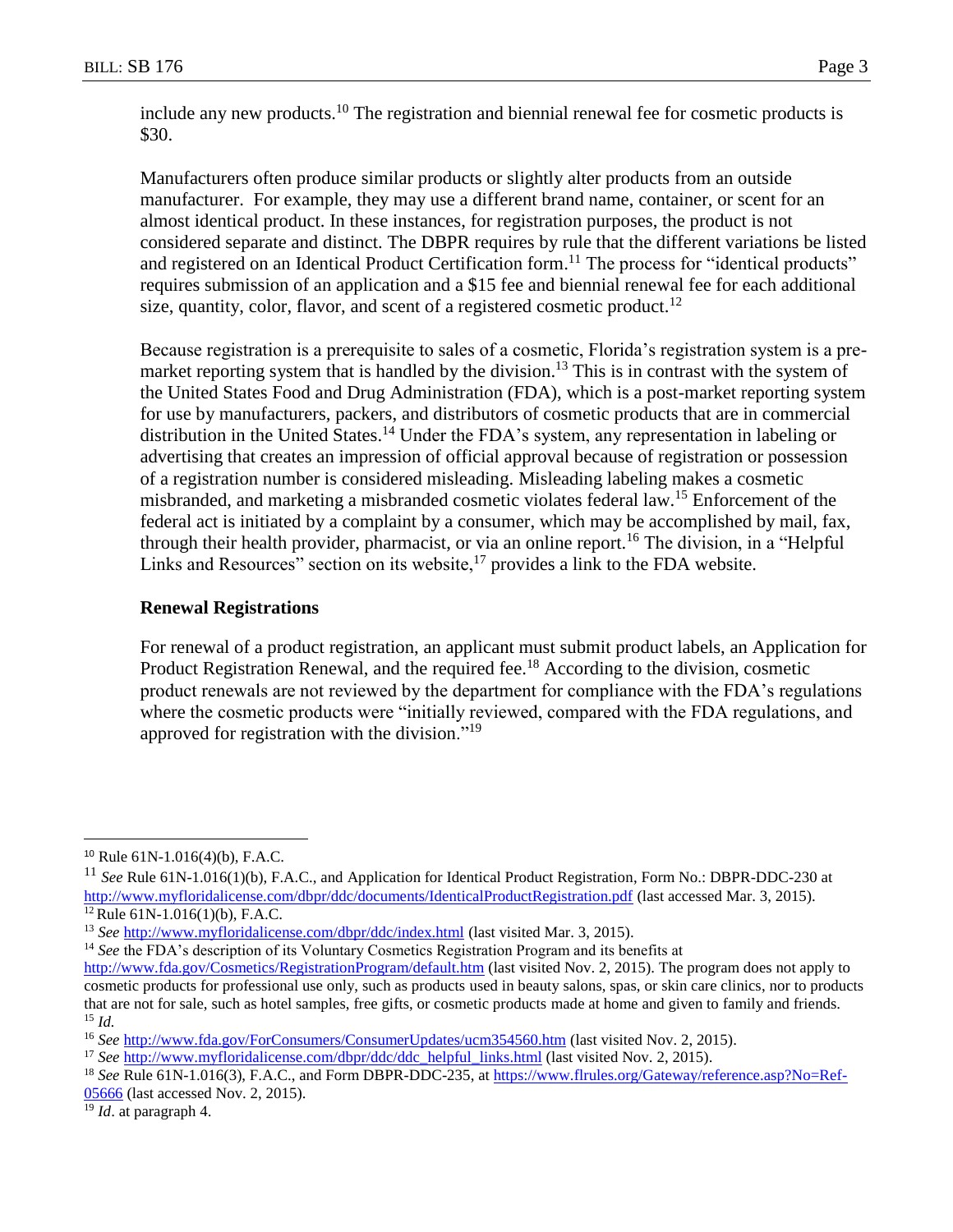include any new products.[10] The registration and biennial renewal fee for cosmetic products is $30.

Manufacturers often produce similar products or slightly alter products from an outside manufacturer. For example, they may use a different brand name, container, or scent for an almost identical product. In these instances, for registration purposes, the product is not considered separate and distinct. The DBPR requires by rule that the different variations be listed and registered on an Identical Product Certification form.[11] The process for "identical products" requires submission of an application and a $15 fee and biennial renewal fee for each additional size, quantity, color, flavor, and scent of a registered cosmetic product.[12]

Because registration is a prerequisite to sales of a cosmetic, Florida's registration system is a pre-market reporting system that is handled by the division.[13] This is in contrast with the system of the United States Food and Drug Administration (FDA), which is a post-market reporting system for use by manufacturers, packers, and distributors of cosmetic products that are in commercial distribution in the United States.[14] Under the FDA's system, any representation in labeling or advertising that creates an impression of official approval because of registration or possession of a registration number is considered misleading. Misleading labeling makes a cosmetic misbranded, and marketing a misbranded cosmetic violates federal law.[15] Enforcement of the federal act is initiated by a complaint by a consumer, which may be accomplished by mail, fax, through their health provider, pharmacist, or via an online report.[16] The division, in a "Helpful Links and Resources" section on its website,[17] provides a link to the FDA website.

### Renewal Registrations

For renewal of a product registration, an applicant must submit product labels, an Application for Product Registration Renewal, and the required fee.[18] According to the division, cosmetic product renewals are not reviewed by the department for compliance with the FDA's regulations where the cosmetic products were "initially reviewed, compared with the FDA regulations, and approved for registration with the division."[19]

---

[10] Rule 61N-1.016(4)(b), F.A.C.

[11] *See* Rule 61N-1.016(1)(b), F.A.C., and Application for Identical Product Registration, Form No.: DBPR-DDC-230 at http://www.myfloridalicense.com/dbpr/ddc/documents/IdenticalProductRegistration.pdf (last accessed Mar. 3, 2015).

[12] Rule 61N-1.016(1)(b), F.A.C.

[13] *See* http://www.myfloridalicense.com/dbpr/ddc/index.html (last visited Mar. 3, 2015).

[14] *See* the FDA's description of its Voluntary Cosmetics Registration Program and its benefits at http://www.fda.gov/Cosmetics/RegistrationProgram/default.htm (last visited Nov. 2, 2015). The program does not apply to cosmetic products for professional use only, such as products used in beauty salons, spas, or skin care clinics, nor to products that are not for sale, such as hotel samples, free gifts, or cosmetic products made at home and given to family and friends.

[15] *Id.*

[16] *See* http://www.fda.gov/ForConsumers/ConsumerUpdates/ucm354560.htm (last visited Nov. 2, 2015).

[17] *See* http://www.myfloridalicense.com/dbpr/ddc/ddc_helpful_links.html (last visited Nov. 2, 2015).

[18] *See* Rule 61N-1.016(3), F.A.C., and Form DBPR-DDC-235, at https://www.flrules.org/Gateway/reference.asp?No=Ref-05666 (last accessed Nov. 2, 2015).

[19] *Id*. at paragraph 4.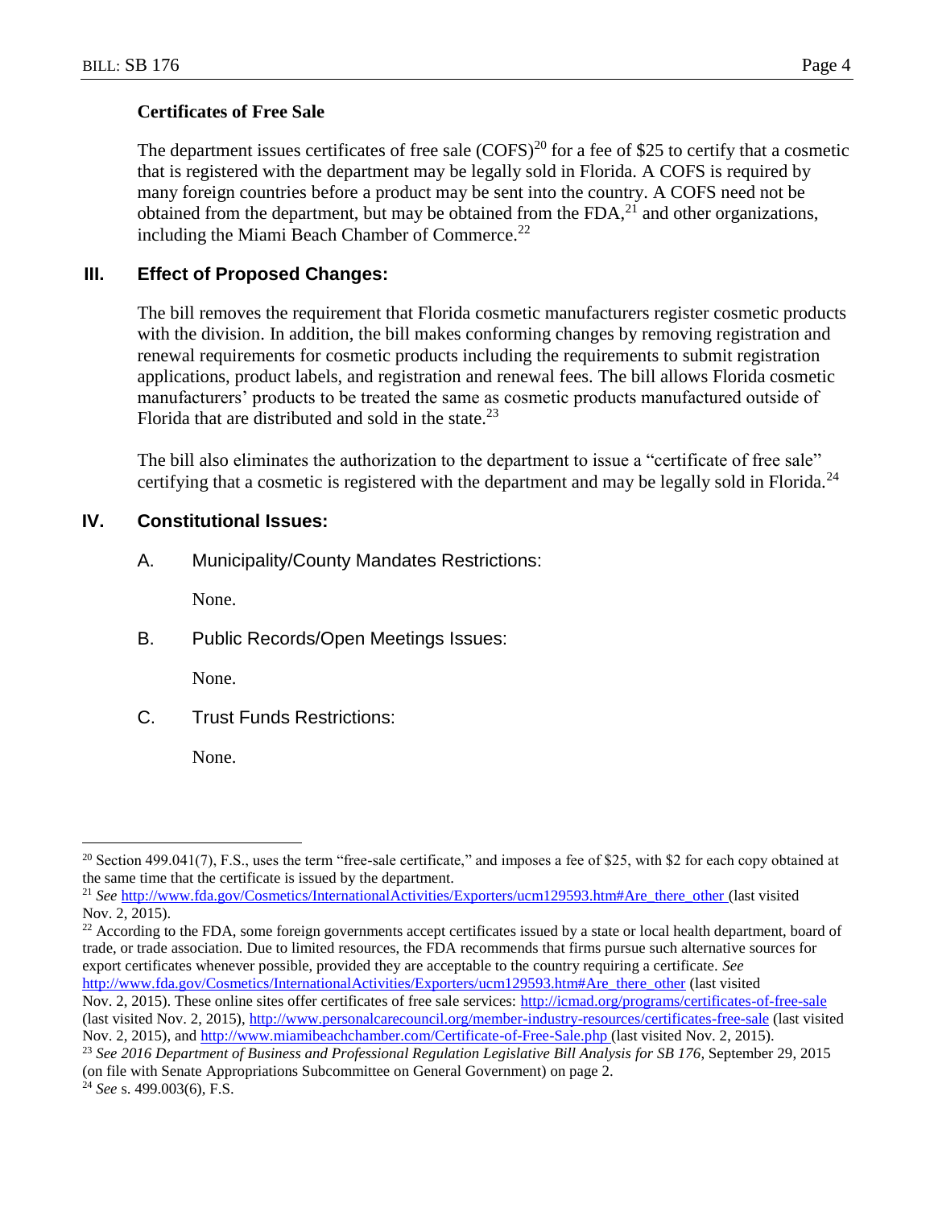**Certificates of Free Sale**

The department issues certificates of free sale (COFS)[20] for a fee of $25 to certify that a cosmetic that is registered with the department may be legally sold in Florida. A COFS is required by many foreign countries before a product may be sent into the country. A COFS need not be obtained from the department, but may be obtained from the FDA,[21] and other organizations, including the Miami Beach Chamber of Commerce.[22]

## III. Effect of Proposed Changes:

The bill removes the requirement that Florida cosmetic manufacturers register cosmetic products with the division. In addition, the bill makes conforming changes by removing registration and renewal requirements for cosmetic products including the requirements to submit registration applications, product labels, and registration and renewal fees. The bill allows Florida cosmetic manufacturers' products to be treated the same as cosmetic products manufactured outside of Florida that are distributed and sold in the state.[23]

The bill also eliminates the authorization to the department to issue a "certificate of free sale" certifying that a cosmetic is registered with the department and may be legally sold in Florida.[24]

## IV. Constitutional Issues:

A. Municipality/County Mandates Restrictions:

None.

B. Public Records/Open Meetings Issues:

None.

C. Trust Funds Restrictions:

None.

---

[20] Section 499.041(7), F.S., uses the term "free-sale certificate," and imposes a fee of $25, with $2 for each copy obtained at the same time that the certificate is issued by the department.

[21] *See* http://www.fda.gov/Cosmetics/InternationalActivities/Exporters/ucm129593.htm#Are_there_other (last visited Nov. 2, 2015).

[22] According to the FDA, some foreign governments accept certificates issued by a state or local health department, board of trade, or trade association. Due to limited resources, the FDA recommends that firms pursue such alternative sources for export certificates whenever possible, provided they are acceptable to the country requiring a certificate. *See* http://www.fda.gov/Cosmetics/InternationalActivities/Exporters/ucm129593.htm#Are_there_other (last visited Nov. 2, 2015). These online sites offer certificates of free sale services: http://icmad.org/programs/certificates-of-free-sale (last visited Nov. 2, 2015), http://www.personalcarecouncil.org/member-industry-resources/certificates-free-sale (last visited Nov. 2, 2015), and http://www.miamibeachchamber.com/Certificate-of-Free-Sale.php (last visited Nov. 2, 2015).

[23] *See 2016 Department of Business and Professional Regulation Legislative Bill Analysis for SB 176*, September 29, 2015 (on file with Senate Appropriations Subcommittee on General Government) on page 2.

[24] *See* s. 499.003(6), F.S.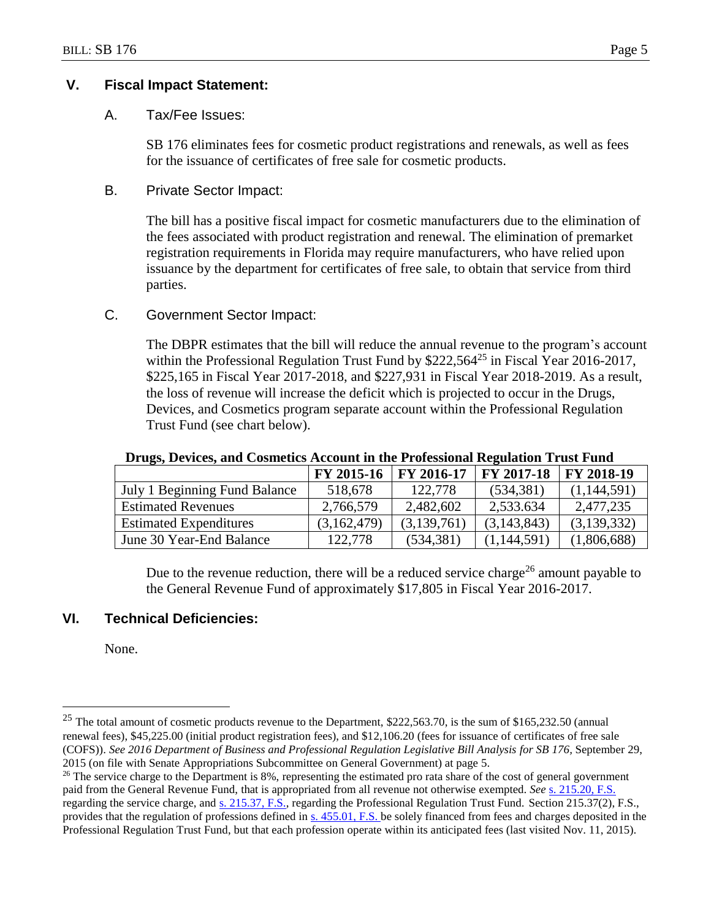## V. Fiscal Impact Statement:

### A. Tax/Fee Issues:

SB 176 eliminates fees for cosmetic product registrations and renewals, as well as fees for the issuance of certificates of free sale for cosmetic products.

### B. Private Sector Impact:

The bill has a positive fiscal impact for cosmetic manufacturers due to the elimination of the fees associated with product registration and renewal. The elimination of premarket registration requirements in Florida may require manufacturers, who have relied upon issuance by the department for certificates of free sale, to obtain that service from third parties.

### C. Government Sector Impact:

The DBPR estimates that the bill will reduce the annual revenue to the program's account within the Professional Regulation Trust Fund by $222,564[25] in Fiscal Year 2016-2017, $225,165 in Fiscal Year 2017-2018, and $227,931 in Fiscal Year 2018-2019. As a result, the loss of revenue will increase the deficit which is projected to occur in the Drugs, Devices, and Cosmetics program separate account within the Professional Regulation Trust Fund (see chart below).

**Drugs, Devices, and Cosmetics Account in the Professional Regulation Trust Fund**

| | FY 2015-16 | FY 2016-17 | FY 2017-18 | FY 2018-19 |
|---|---|---|---|---|
| July 1 Beginning Fund Balance | 518,678 | 122,778 | (534,381) | (1,144,591) |
| Estimated Revenues | 2,766,579 | 2,482,602 | 2.533.634 | 2,477,235 |
| Estimated Expenditures | (3,162,479) | (3,139,761) | (3,143,843) | (3,139,332) |
| June 30 Year-End Balance | 122,778 | (534,381) | (1,144,591) | (1,806,688) |

Due to the revenue reduction, there will be a reduced service charge[26] amount payable to the General Revenue Fund of approximately $17,805 in Fiscal Year 2016-2017.

## VI. Technical Deficiencies:

None.

---

[25] The total amount of cosmetic products revenue to the Department, $222,563.70, is the sum of $165,232.50 (annual renewal fees), $45,225.00 (initial product registration fees), and $12,106.20 (fees for issuance of certificates of free sale (COFS)). *See 2016 Department of Business and Professional Regulation Legislative Bill Analysis for SB 176*, September 29, 2015 (on file with Senate Appropriations Subcommittee on General Government) at page 5.

[26] The service charge to the Department is 8%, representing the estimated pro rata share of the cost of general government paid from the General Revenue Fund, that is appropriated from all revenue not otherwise exempted. *See* s. 215.20, F.S. regarding the service charge, and s. 215.37, F.S., regarding the Professional Regulation Trust Fund. Section 215.37(2), F.S., provides that the regulation of professions defined in s. 455.01, F.S. be solely financed from fees and charges deposited in the Professional Regulation Trust Fund, but that each profession operate within its anticipated fees (last visited Nov. 11, 2015).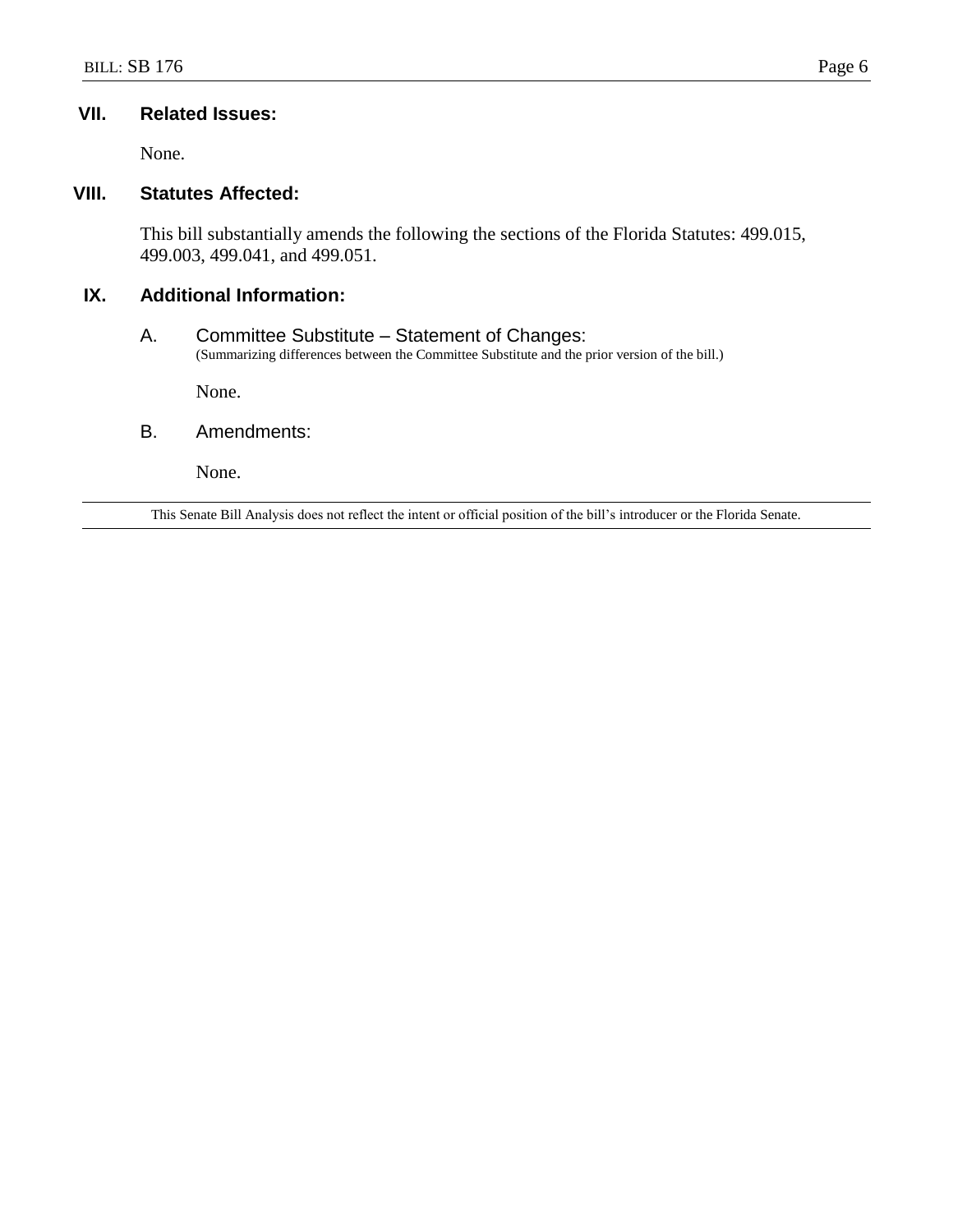## VII. Related Issues:

None.

## VIII. Statutes Affected:

This bill substantially amends the following the sections of the Florida Statutes: 499.015, 499.003, 499.041, and 499.051.

## IX. Additional Information:

### A. Committee Substitute – Statement of Changes:

(Summarizing differences between the Committee Substitute and the prior version of the bill.)

None.

### B. Amendments:

None.

This Senate Bill Analysis does not reflect the intent or official position of the bill's introducer or the Florida Senate.